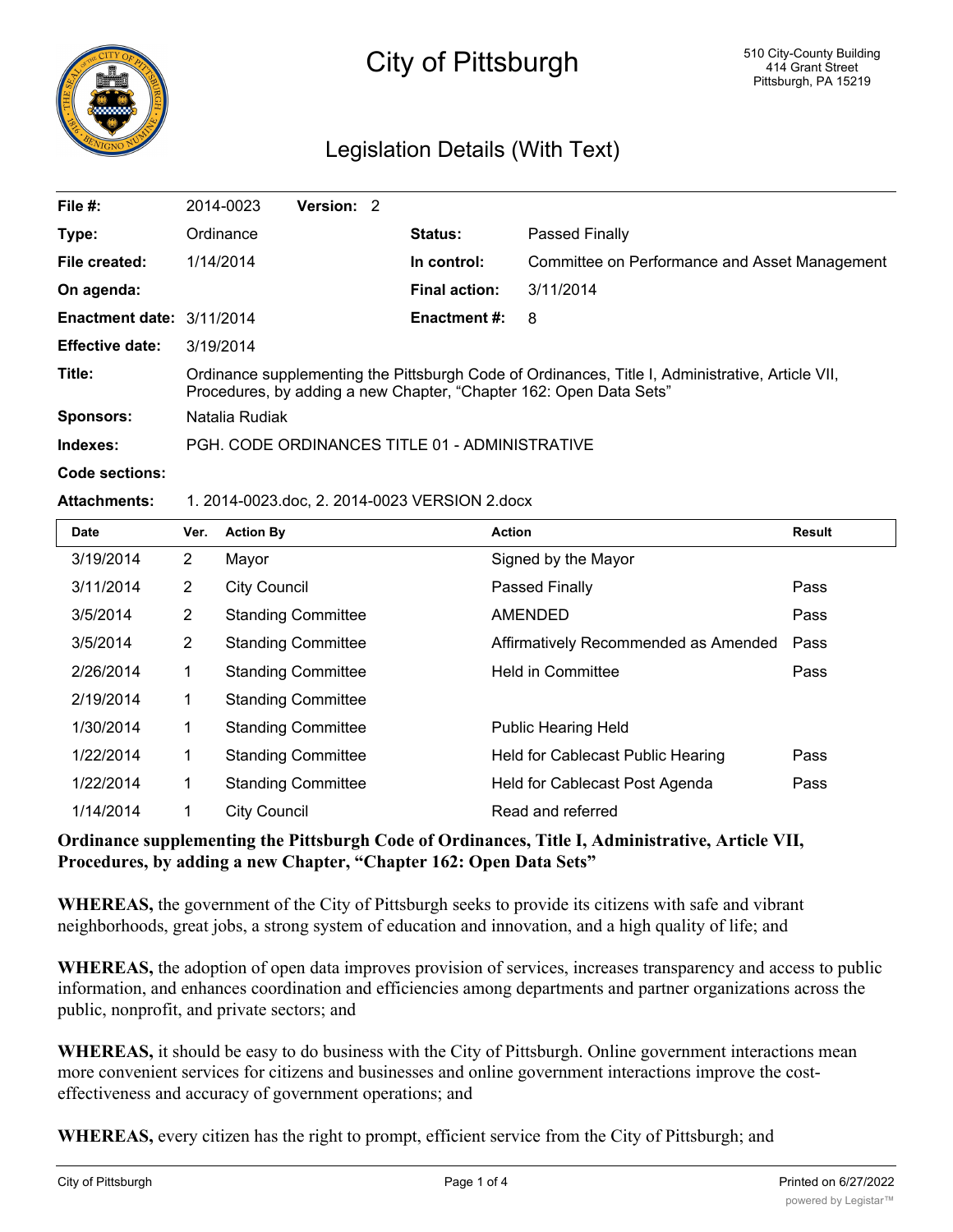# City of Pittsburgh

510 City-County Building
414 Grant Street
Pittsburgh, PA 15219

## Legislation Details (With Text)

| | | | |
|---|---|---|---|
| **File #:** | 2014-0023 **Version:** 2 | | |
| **Type:** | Ordinance | **Status:** | Passed Finally |
| **File created:** | 1/14/2014 | **In control:** | Committee on Performance and Asset Management |
| **On agenda:** | | **Final action:** | 3/11/2014 |
| **Enactment date:** | 3/11/2014 | **Enactment #:** | 8 |
| **Effective date:** | 3/19/2014 | | |

**Title:** Ordinance supplementing the Pittsburgh Code of Ordinances, Title I, Administrative, Article VII, Procedures, by adding a new Chapter, "Chapter 162: Open Data Sets"

**Sponsors:** Natalia Rudiak

**Indexes:** PGH. CODE ORDINANCES TITLE 01 - ADMINISTRATIVE

**Code sections:**

**Attachments:** 1. 2014-0023.doc, 2. 2014-0023 VERSION 2.docx

| Date | Ver. | Action By | Action | Result |
|---|---|---|---|---|
| 3/19/2014 | 2 | Mayor | Signed by the Mayor | |
| 3/11/2014 | 2 | City Council | Passed Finally | Pass |
| 3/5/2014 | 2 | Standing Committee | AMENDED | Pass |
| 3/5/2014 | 2 | Standing Committee | Affirmatively Recommended as Amended | Pass |
| 2/26/2014 | 1 | Standing Committee | Held in Committee | Pass |
| 2/19/2014 | 1 | Standing Committee | | |
| 1/30/2014 | 1 | Standing Committee | Public Hearing Held | |
| 1/22/2014 | 1 | Standing Committee | Held for Cablecast Public Hearing | Pass |
| 1/22/2014 | 1 | Standing Committee | Held for Cablecast Post Agenda | Pass |
| 1/14/2014 | 1 | City Council | Read and referred | |

**Ordinance supplementing the Pittsburgh Code of Ordinances, Title I, Administrative, Article VII, Procedures, by adding a new Chapter, "Chapter 162: Open Data Sets"**

**WHEREAS,** the government of the City of Pittsburgh seeks to provide its citizens with safe and vibrant neighborhoods, great jobs, a strong system of education and innovation, and a high quality of life; and

**WHEREAS,** the adoption of open data improves provision of services, increases transparency and access to public information, and enhances coordination and efficiencies among departments and partner organizations across the public, nonprofit, and private sectors; and

**WHEREAS,** it should be easy to do business with the City of Pittsburgh. Online government interactions mean more convenient services for citizens and businesses and online government interactions improve the cost-effectiveness and accuracy of government operations; and

**WHEREAS,** every citizen has the right to prompt, efficient service from the City of Pittsburgh; and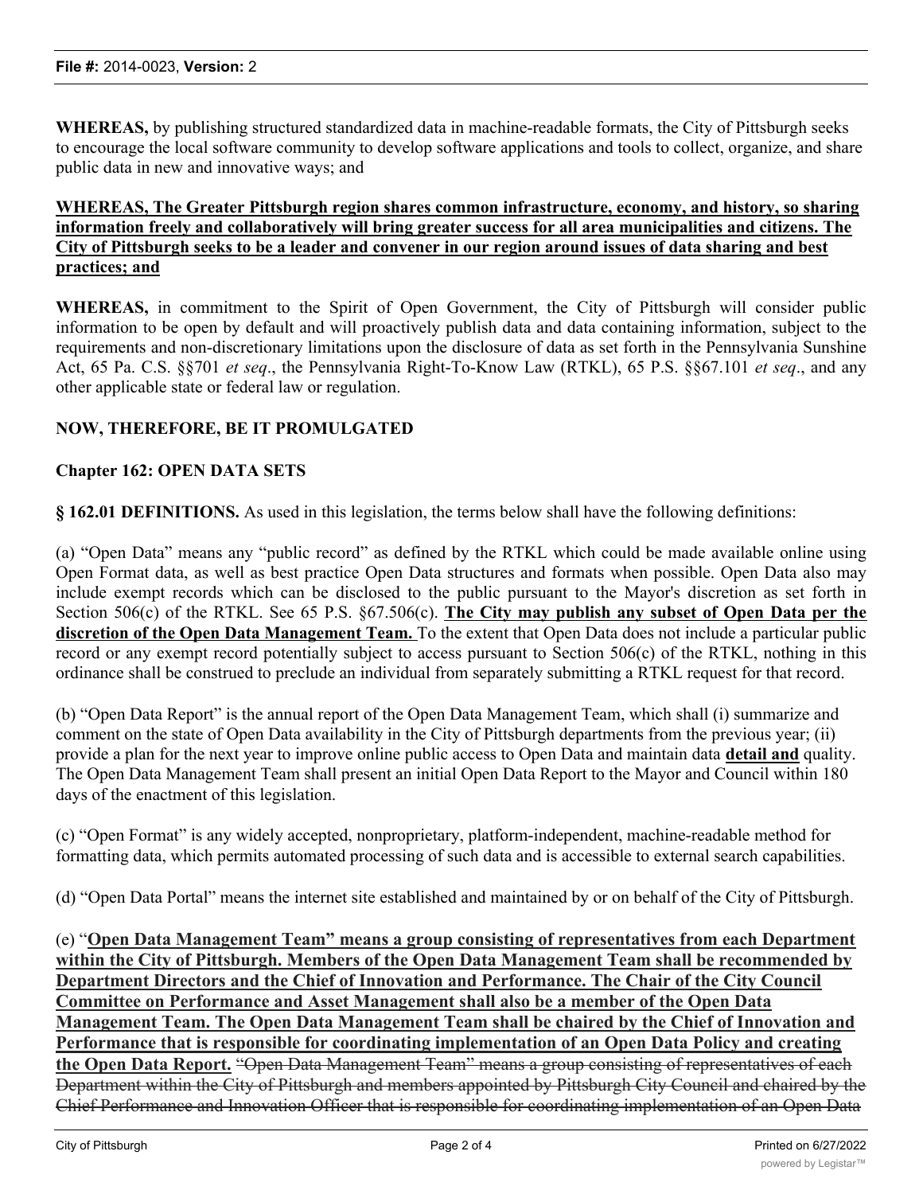**WHEREAS,** by publishing structured standardized data in machine-readable formats, the City of Pittsburgh seeks to encourage the local software community to develop software applications and tools to collect, organize, and share public data in new and innovative ways; and

**WHEREAS, The Greater Pittsburgh region shares common infrastructure, economy, and history, so sharing information freely and collaboratively will bring greater success for all area municipalities and citizens. The City of Pittsburgh seeks to be a leader and convener in our region around issues of data sharing and best practices; and**

**WHEREAS,** in commitment to the Spirit of Open Government, the City of Pittsburgh will consider public information to be open by default and will proactively publish data and data containing information, subject to the requirements and non-discretionary limitations upon the disclosure of data as set forth in the Pennsylvania Sunshine Act, 65 Pa. C.S. §§701 *et seq*., the Pennsylvania Right-To-Know Law (RTKL), 65 P.S. §§67.101 *et seq*., and any other applicable state or federal law or regulation.

**NOW, THEREFORE, BE IT PROMULGATED**

**Chapter 162: OPEN DATA SETS**

**§ 162.01 DEFINITIONS.** As used in this legislation, the terms below shall have the following definitions:

(a) "Open Data" means any "public record" as defined by the RTKL which could be made available online using Open Format data, as well as best practice Open Data structures and formats when possible. Open Data also may include exempt records which can be disclosed to the public pursuant to the Mayor's discretion as set forth in Section 506(c) of the RTKL. See 65 P.S. §67.506(c). **The City may publish any subset of Open Data per the discretion of the Open Data Management Team.** To the extent that Open Data does not include a particular public record or any exempt record potentially subject to access pursuant to Section 506(c) of the RTKL, nothing in this ordinance shall be construed to preclude an individual from separately submitting a RTKL request for that record.

(b) "Open Data Report" is the annual report of the Open Data Management Team, which shall (i) summarize and comment on the state of Open Data availability in the City of Pittsburgh departments from the previous year; (ii) provide a plan for the next year to improve online public access to Open Data and maintain data **detail and** quality. The Open Data Management Team shall present an initial Open Data Report to the Mayor and Council within 180 days of the enactment of this legislation.

(c) "Open Format" is any widely accepted, nonproprietary, platform-independent, machine-readable method for formatting data, which permits automated processing of such data and is accessible to external search capabilities.

(d) "Open Data Portal" means the internet site established and maintained by or on behalf of the City of Pittsburgh.

(e) "**Open Data Management Team" means a group consisting of representatives from each Department within the City of Pittsburgh. Members of the Open Data Management Team shall be recommended by Department Directors and the Chief of Innovation and Performance. The Chair of the City Council Committee on Performance and Asset Management shall also be a member of the Open Data Management Team. The Open Data Management Team shall be chaired by the Chief of Innovation and Performance that is responsible for coordinating implementation of an Open Data Policy and creating the Open Data Report.** ~~"Open Data Management Team" means a group consisting of representatives of each Department within the City of Pittsburgh and members appointed by Pittsburgh City Council and chaired by the Chief Performance and Innovation Officer that is responsible for coordinating implementation of an Open Data~~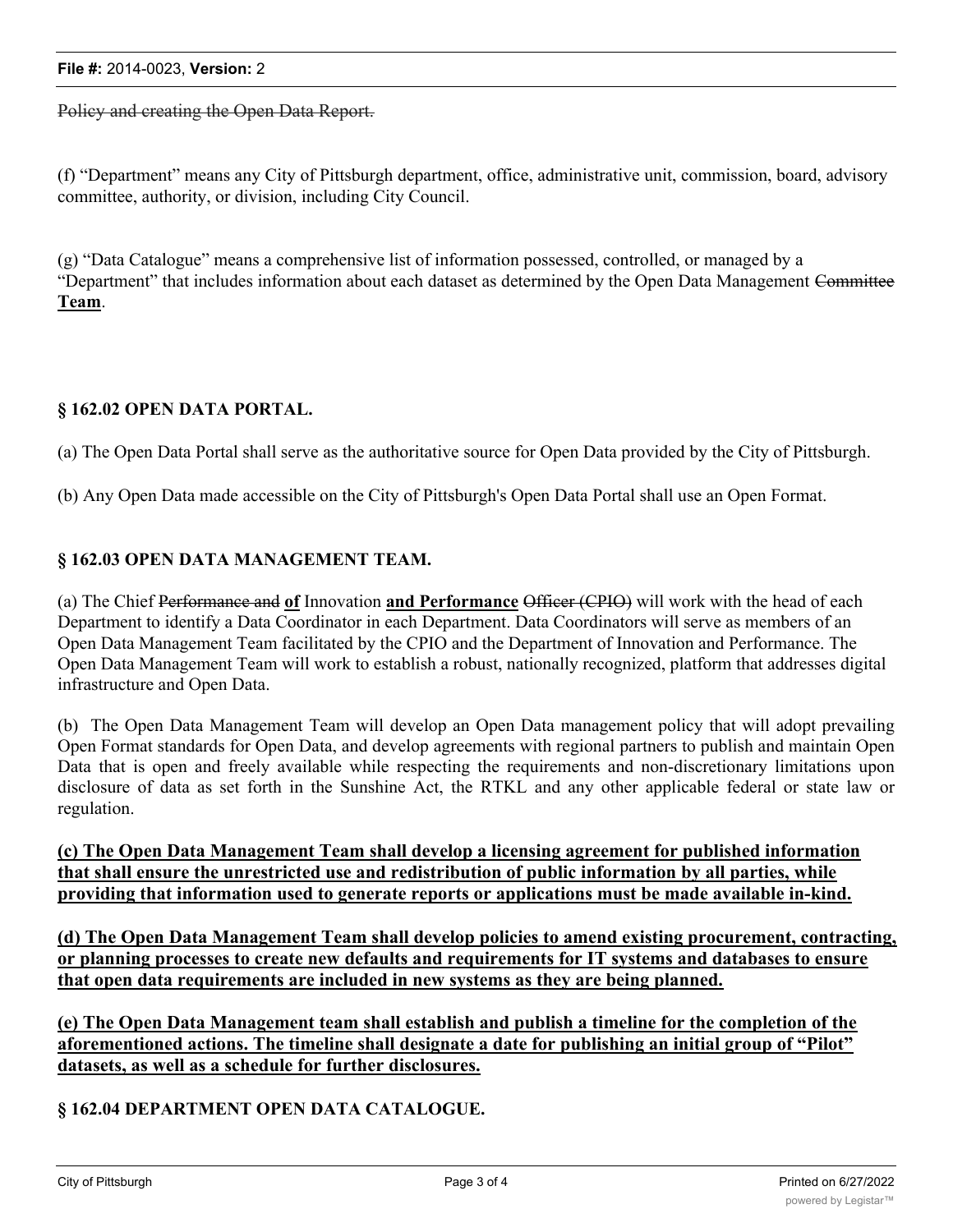~~Policy and creating the Open Data Report.~~

(f) “Department” means any City of Pittsburgh department, office, administrative unit, commission, board, advisory committee, authority, or division, including City Council.

(g) “Data Catalogue” means a comprehensive list of information possessed, controlled, or managed by a “Department” that includes information about each dataset as determined by the Open Data Management ~~Committee~~ **<u>Team</u>**.

### § 162.02 OPEN DATA PORTAL.

(a) The Open Data Portal shall serve as the authoritative source for Open Data provided by the City of Pittsburgh.

(b) Any Open Data made accessible on the City of Pittsburgh's Open Data Portal shall use an Open Format.

### § 162.03 OPEN DATA MANAGEMENT TEAM.

(a) The Chief ~~Performance and~~ **<u>of</u>** Innovation **<u>and Performance</u>** ~~Officer (CPIO)~~ will work with the head of each Department to identify a Data Coordinator in each Department. Data Coordinators will serve as members of an Open Data Management Team facilitated by the CPIO and the Department of Innovation and Performance. The Open Data Management Team will work to establish a robust, nationally recognized, platform that addresses digital infrastructure and Open Data.

(b) The Open Data Management Team will develop an Open Data management policy that will adopt prevailing Open Format standards for Open Data, and develop agreements with regional partners to publish and maintain Open Data that is open and freely available while respecting the requirements and non-discretionary limitations upon disclosure of data as set forth in the Sunshine Act, the RTKL and any other applicable federal or state law or regulation.

**<u>(c) The Open Data Management Team shall develop a licensing agreement for published information that shall ensure the unrestricted use and redistribution of public information by all parties, while providing that information used to generate reports or applications must be made available in-kind.</u>**

**<u>(d) The Open Data Management Team shall develop policies to amend existing procurement, contracting, or planning processes to create new defaults and requirements for IT systems and databases to ensure that open data requirements are included in new systems as they are being planned.</u>**

**<u>(e) The Open Data Management team shall establish and publish a timeline for the completion of the aforementioned actions. The timeline shall designate a date for publishing an initial group of “Pilot” datasets, as well as a schedule for further disclosures.</u>**

### § 162.04 DEPARTMENT OPEN DATA CATALOGUE.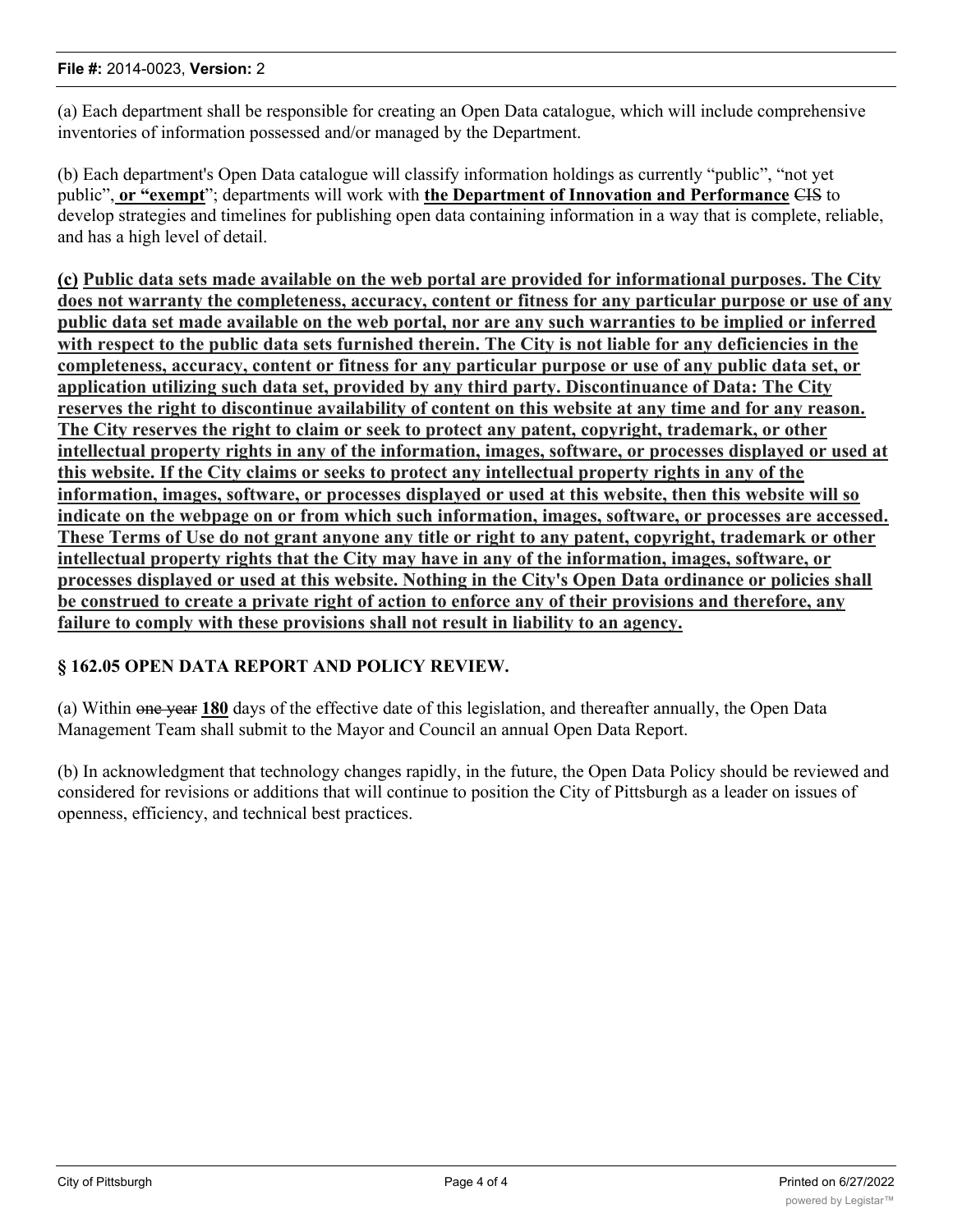(a) Each department shall be responsible for creating an Open Data catalogue, which will include comprehensive inventories of information possessed and/or managed by the Department.

(b) Each department's Open Data catalogue will classify information holdings as currently "public", "not yet public", **or "exempt**"; departments will work with **the Department of Innovation and Performance** ~~CIS~~ to develop strategies and timelines for publishing open data containing information in a way that is complete, reliable, and has a high level of detail.

**(c) Public data sets made available on the web portal are provided for informational purposes. The City does not warranty the completeness, accuracy, content or fitness for any particular purpose or use of any public data set made available on the web portal, nor are any such warranties to be implied or inferred with respect to the public data sets furnished therein. The City is not liable for any deficiencies in the completeness, accuracy, content or fitness for any particular purpose or use of any public data set, or application utilizing such data set, provided by any third party. Discontinuance of Data: The City reserves the right to discontinue availability of content on this website at any time and for any reason. The City reserves the right to claim or seek to protect any patent, copyright, trademark, or other intellectual property rights in any of the information, images, software, or processes displayed or used at this website. If the City claims or seeks to protect any intellectual property rights in any of the information, images, software, or processes displayed or used at this website, then this website will so indicate on the webpage on or from which such information, images, software, or processes are accessed. These Terms of Use do not grant anyone any title or right to any patent, copyright, trademark or other intellectual property rights that the City may have in any of the information, images, software, or processes displayed or used at this website. Nothing in the City's Open Data ordinance or policies shall be construed to create a private right of action to enforce any of their provisions and therefore, any failure to comply with these provisions shall not result in liability to an agency.**

### § 162.05 OPEN DATA REPORT AND POLICY REVIEW.

(a) Within ~~one year~~ **180** days of the effective date of this legislation, and thereafter annually, the Open Data Management Team shall submit to the Mayor and Council an annual Open Data Report.

(b) In acknowledgment that technology changes rapidly, in the future, the Open Data Policy should be reviewed and considered for revisions or additions that will continue to position the City of Pittsburgh as a leader on issues of openness, efficiency, and technical best practices.